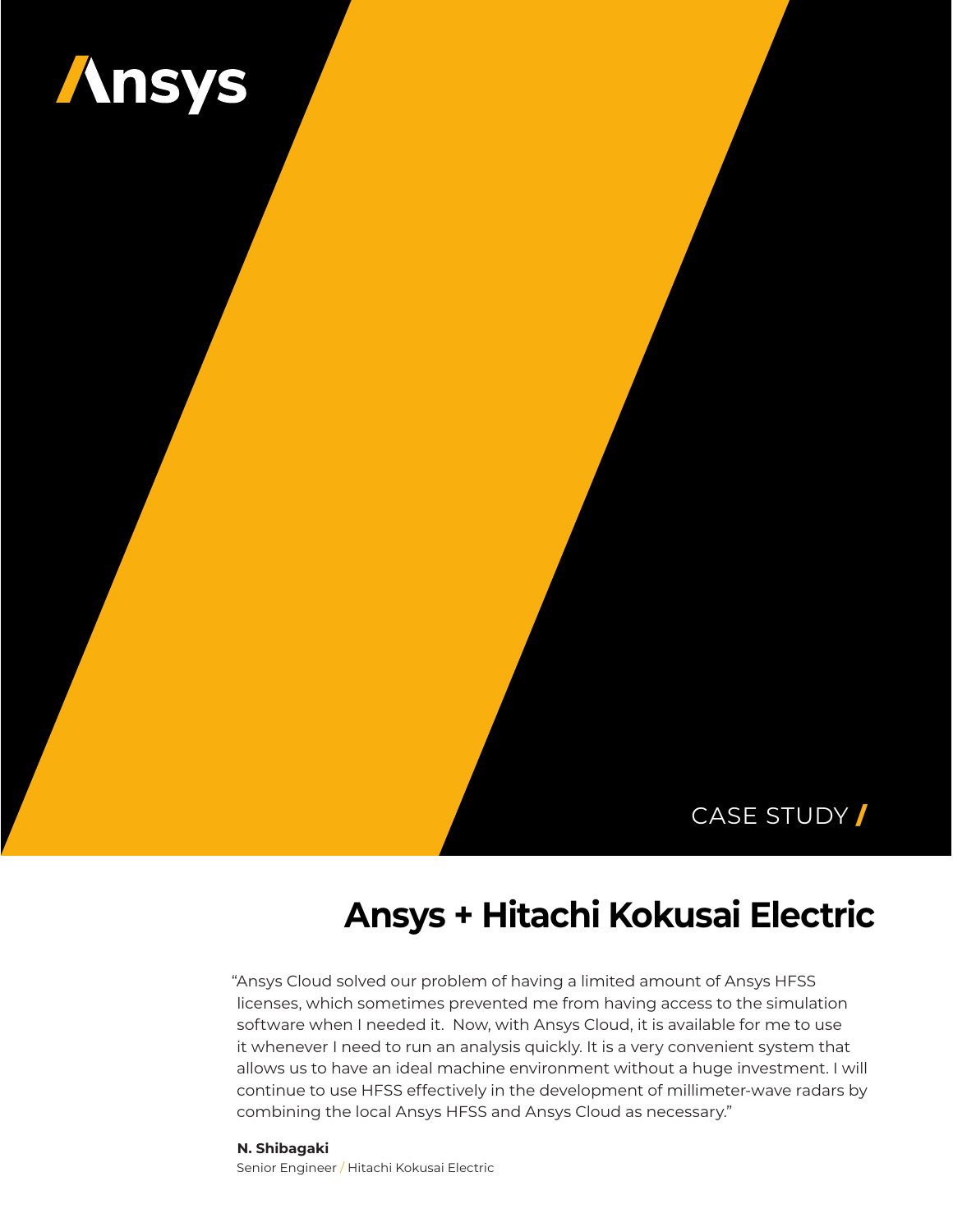Ansys

CASE STUDY /

# Ansys + Hitachi Kokusai Electric

"Ansys Cloud solved our problem of having a limited amount of Ansys HFSS licenses, which sometimes prevented me from having access to the simulation software when I needed it. Now, with Ansys Cloud, it is available for me to use it whenever I need to run an analysis quickly. It is a very convenient system that allows us to have an ideal machine environment without a huge investment. I will continue to use HFSS effectively in the development of millimeter-wave radars by combining the local Ansys HFSS and Ansys Cloud as necessary."

**N. Shibagaki**
Senior Engineer / Hitachi Kokusai Electric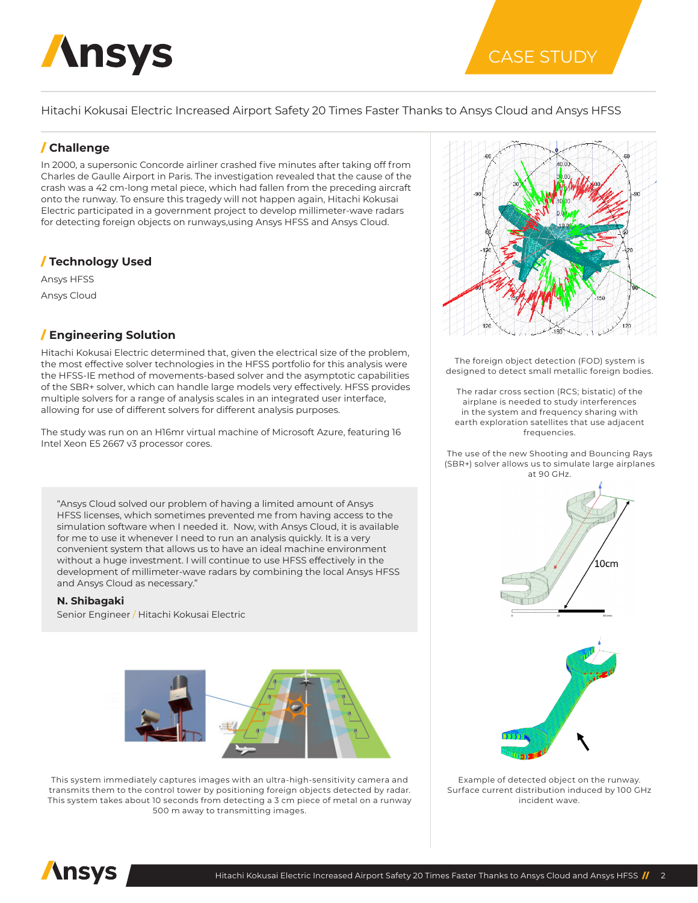Hitachi Kokusai Electric Increased Airport Safety 20 Times Faster Thanks to Ansys Cloud and Ansys HFSS

## / Challenge

In 2000, a supersonic Concorde airliner crashed five minutes after taking off from Charles de Gaulle Airport in Paris. The investigation revealed that the cause of the crash was a 42 cm-long metal piece, which had fallen from the preceding aircraft onto the runway. To ensure this tragedy will not happen again, Hitachi Kokusai Electric participated in a government project to develop millimeter-wave radars for detecting foreign objects on runways,using Ansys HFSS and Ansys Cloud.

## / Technology Used

Ansys HFSS

Ansys Cloud

## / Engineering Solution

Hitachi Kokusai Electric determined that, given the electrical size of the problem, the most effective solver technologies in the HFSS portfolio for this analysis were the HFSS-IE method of movements-based solver and the asymptotic capabilities of the SBR+ solver, which can handle large models very effectively. HFSS provides multiple solvers for a range of analysis scales in an integrated user interface, allowing for use of different solvers for different analysis purposes.

The study was run on an H16mr virtual machine of Microsoft Azure, featuring 16 Intel Xeon E5 2667 v3 processor cores.

> "Ansys Cloud solved our problem of having a limited amount of Ansys HFSS licenses, which sometimes prevented me from having access to the simulation software when I needed it. Now, with Ansys Cloud, it is available for me to use it whenever I need to run an analysis quickly. It is a very convenient system that allows us to have an ideal machine environment without a huge investment. I will continue to use HFSS effectively in the development of millimeter-wave radars by combining the local Ansys HFSS and Ansys Cloud as necessary."
>
> **N. Shibagaki**
> Senior Engineer / Hitachi Kokusai Electric

This system immediately captures images with an ultra-high-sensitivity camera and transmits them to the control tower by positioning foreign objects detected by radar. This system takes about 10 seconds from detecting a 3 cm piece of metal on a runway 500 m away to transmitting images.

The foreign object detection (FOD) system is designed to detect small metallic foreign bodies.

The radar cross section (RCS; bistatic) of the airplane is needed to study interferences in the system and frequency sharing with earth exploration satellites that use adjacent frequencies.

The use of the new Shooting and Bouncing Rays (SBR+) solver allows us to simulate large airplanes at 90 GHz.

Example of detected object on the runway. Surface current distribution induced by 100 GHz incident wave.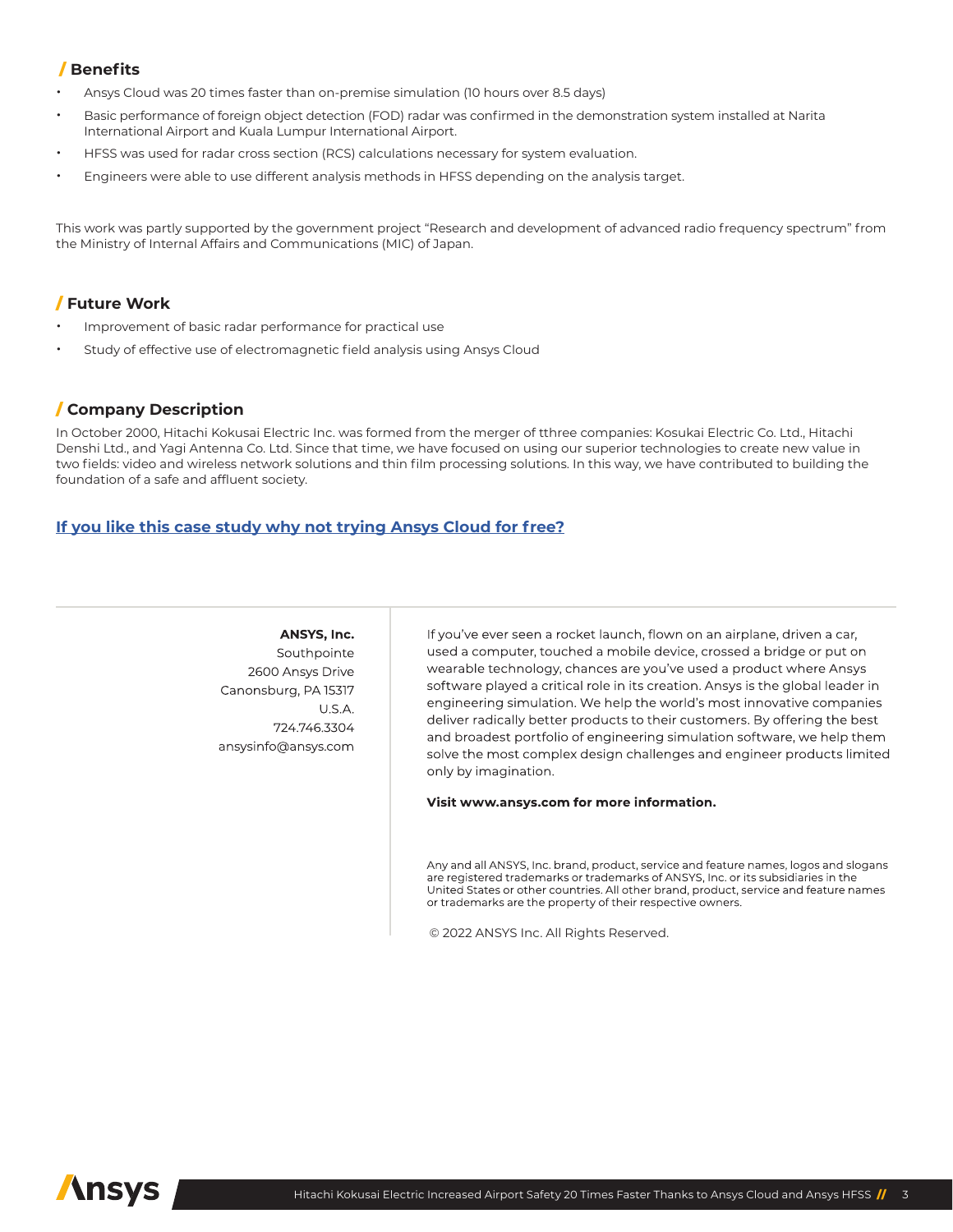## / Benefits

- Ansys Cloud was 20 times faster than on-premise simulation (10 hours over 8.5 days)
- Basic performance of foreign object detection (FOD) radar was confirmed in the demonstration system installed at Narita International Airport and Kuala Lumpur International Airport.
- HFSS was used for radar cross section (RCS) calculations necessary for system evaluation.
- Engineers were able to use different analysis methods in HFSS depending on the analysis target.

This work was partly supported by the government project "Research and development of advanced radio frequency spectrum" from the Ministry of Internal Affairs and Communications (MIC) of Japan.

## / Future Work

- Improvement of basic radar performance for practical use
- Study of effective use of electromagnetic field analysis using Ansys Cloud

## / Company Description

In October 2000, Hitachi Kokusai Electric Inc. was formed from the merger of tthree companies: Kosukai Electric Co. Ltd., Hitachi Denshi Ltd., and Yagi Antenna Co. Ltd. Since that time, we have focused on using our superior technologies to create new value in two fields: video and wireless network solutions and thin film processing solutions. In this way, we have contributed to building the foundation of a safe and affluent society.

**If you like this case study why not trying Ansys Cloud for free?**

---

**ANSYS, Inc.**
Southpointe
2600 Ansys Drive
Canonsburg, PA 15317
U.S.A.
724.746.3304
ansysinfo@ansys.com

If you've ever seen a rocket launch, flown on an airplane, driven a car, used a computer, touched a mobile device, crossed a bridge or put on wearable technology, chances are you've used a product where Ansys software played a critical role in its creation. Ansys is the global leader in engineering simulation. We help the world's most innovative companies deliver radically better products to their customers. By offering the best and broadest portfolio of engineering simulation software, we help them solve the most complex design challenges and engineer products limited only by imagination.

**Visit www.ansys.com for more information.**

Any and all ANSYS, Inc. brand, product, service and feature names, logos and slogans are registered trademarks or trademarks of ANSYS, Inc. or its subsidiaries in the United States or other countries. All other brand, product, service and feature names or trademarks are the property of their respective owners.

© 2022 ANSYS Inc. All Rights Reserved.